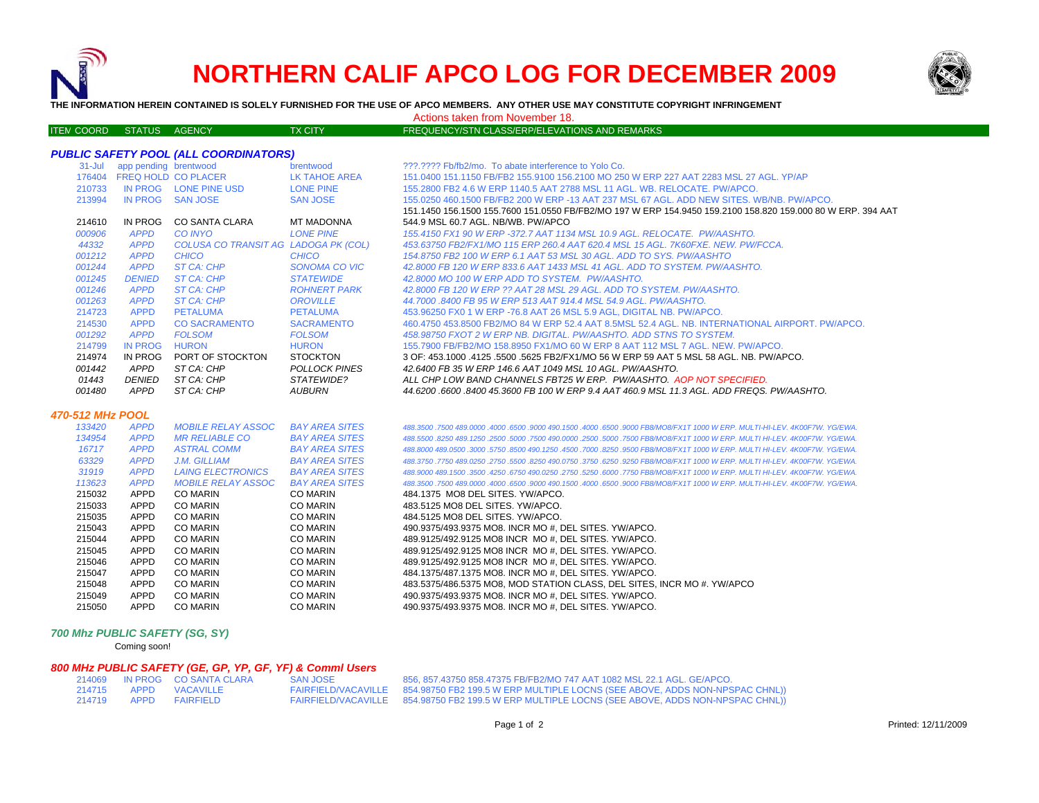# NORTHERN CALIF APCO LOG FOR DECEMBER 2009

**THE INFORMATION HEREIN CONTAINED IS SOLELY FURNISHED FOR THE USE OF APCO MEMBERS. ANY OTHER USE MAY CONSTITUTE COPYRIGHT INFRINGEMENT**

Actions taken from November 18.

| ITEM COORD | STATUS | AGENCY | TX CITY | FREQUENCY/STN CLASS/ERP/ELEVATIONS AND REMARKS |
|---|---|---|---|---|

### *PUBLIC SAFETY POOL (ALL COORDINATORS)*

| ITEM COORD | STATUS | AGENCY | TX CITY | FREQUENCY/STN CLASS/ERP/ELEVATIONS AND REMARKS |
|---|---|---|---|---|
| 31-Jul | app pending | brentwood | brentwood | ???.???? Fb/fb2/mo. To abate interference to Yolo Co. |
| 176404 | FREQ HOLD | CO PLACER | LK TAHOE AREA | 151.0400 151.1150 FB/FB2 155.9100 156.2100 MO 250 W ERP 227 AAT 2283 MSL 27 AGL. YP/AP |
| 210733 | IN PROG | LONE PINE USD | LONE PINE | 155.2800 FB2 4.6 W ERP 1140.5 AAT 2788 MSL 11 AGL. WB. RELOCATE. PW/APCO. |
| 213994 | IN PROG | SAN JOSE | SAN JOSE | 155.0250 460.1500 FB/FB2 200 W ERP -13 AAT 237 MSL 67 AGL. ADD NEW SITES. WB/NB. PW/APCO. |
| | | | | 151.1450 156.1500 155.7600 151.0550 FB/FB2/MO 197 W ERP 154.9450 159.2100 158.820 159.000 80 W ERP. 394 AAT |
| 214610 | IN PROG | CO SANTA CLARA | MT MADONNA | 544.9 MSL 60.7 AGL. NB/WB. PW/APCO |
| *000906* | *APPD* | *CO INYO* | *LONE PINE* | *155.4150 FX1 90 W ERP -372.7 AAT 1134 MSL 10.9 AGL. RELOCATE. PW/AASHTO.* |
| *44332* | *APPD* | *COLUSA CO TRANSIT AG* | *LADOGA PK (COL)* | *453.63750 FB2/FX1/MO 115 ERP 260.4 AAT 620.4 MSL 15 AGL. 7K60FXE. NEW. PW/FCCA.* |
| *001212* | *APPD* | *CHICO* | *CHICO* | *154.8750 FB2 100 W ERP 6.1 AAT 53 MSL 30 AGL. ADD TO SYS. PW/AASHTO* |
| *001244* | *APPD* | *ST CA: CHP* | *SONOMA CO VIC* | *42.8000 FB 120 W ERP 833.6 AAT 1433 MSL 41 AGL. ADD TO SYSTEM. PW/AASHTO.* |
| *001245* | *DENIED* | *ST CA: CHP* | *STATEWIDE* | *42.8000 MO 100 W ERP ADD TO SYSTEM. PW/AASHTO.* |
| *001246* | *APPD* | *ST CA: CHP* | *ROHNERT PARK* | *42.8000 FB 120 W ERP ?? AAT 28 MSL 29 AGL. ADD TO SYSTEM. PW/AASHTO.* |
| *001263* | *APPD* | *ST CA: CHP* | *OROVILLE* | *44.7000 .8400 FB 95 W ERP 513 AAT 914.4 MSL 54.9 AGL. PW/AASHTO.* |
| 214723 | APPD | PETALUMA | PETALUMA | 453.96250 FX0 1 W ERP -76.8 AAT 26 MSL 5.9 AGL, DIGITAL NB. PW/APCO. |
| 214530 | APPD | CO SACRAMENTO | SACRAMENTO | 460.4750 453.8500 FB2/MO 84 W ERP 52.4 AAT 8.5MSL 52.4 AGL. NB. INTERNATIONAL AIRPORT. PW/APCO. |
| *001292* | *APPD* | *FOLSOM* | *FOLSOM* | *458.98750 FXOT 2 W ERP NB. DIGITAL. PW/AASHTO. ADD STNS TO SYSTEM.* |
| 214799 | IN PROG | HURON | HURON | 155.7900 FB/FB2/MO 158.8950 FX1/MO 60 W ERP 8 AAT 112 MSL 7 AGL. NEW. PW/APCO. |
| 214974 | IN PROG | PORT OF STOCKTON | STOCKTON | 3 OF: 453.1000 .4125 .5500 .5625 FB2/FX1/MO 56 W ERP 59 AAT 5 MSL 58 AGL. NB. PW/APCO. |
| *001442* | *APPD* | *ST CA: CHP* | *POLLOCK PINES* | *42.6400 FB 35 W ERP 146.6 AAT 1049 MSL 10 AGL. PW/AASHTO.* |
| *01443* | *DENIED* | *ST CA: CHP* | *STATEWIDE?* | *ALL CHP LOW BAND CHANNELS FBT25 W ERP. PW/AASHTO. AOP NOT SPECIFIED.* |
| *001480* | *APPD* | *ST CA: CHP* | *AUBURN* | *44.6200 .6600 .8400 45.3600 FB 100 W ERP 9.4 AAT 460.9 MSL 11.3 AGL. ADD FREQS. PW/AASHTO.* |

### *470-512 MHz POOL*

| ITEM COORD | STATUS | AGENCY | TX CITY | FREQUENCY/STN CLASS/ERP/ELEVATIONS AND REMARKS |
|---|---|---|---|---|
| *133420* | *APPD* | *MOBILE RELAY ASSOC* | *BAY AREA SITES* | *488.3500 .7500 489.0000 .4000 .6500 .9000 490.1500 .4000 .6500 .9000 FB8/MO8/FX1T 1000 W ERP. MULTI-HI-LEV. 4K00F7W. YG/EWA.* |
| *134954* | *APPD* | *MR RELIABLE CO* | *BAY AREA SITES* | *488.5500 .8250 489.1250 .2500 .5000 .7500 490.0000 .2500 .5000 .7500 FB8/MO8/FX1T 1000 W ERP. MULTI HI-LEV. 4K00F7W. YG/EWA.* |
| *16717* | *APPD* | *ASTRAL COMM* | *BAY AREA SITES* | *488.8000 489.0500 .3000 .5750 .8500 490.1250 .4500 .7000 .8250 .9500 FB8/MO8/FX1T 1000 W ERP. MULTI HI-LEV. 4K00F7W. YG/EWA.* |
| *63329* | *APPD* | *J.M. GILLIAM* | *BAY AREA SITES* | *488.3750 .7750 489.0250 .2750 .5500 .8250 490.0750 .3750 .6250 .9250 FB8/MO8/FX1T 1000 W ERP. MULTI HI-LEV. 4K00F7W. YG/EWA.* |
| *31919* | *APPD* | *LAING ELECTRONICS* | *BAY AREA SITES* | *488.9000 489.1500 .3500 .4250 .6750 490.0250 .2750 .5250 .6000 .7750 FB8/MO8/FX1T 1000 W ERP. MULTI HI-LEV. 4K00F7W. YG/EWA.* |
| *113623* | *APPD* | *MOBILE RELAY ASSOC* | *BAY AREA SITES* | *488.3500 .7500 489.0000 .4000 .6500 .9000 490.1500 .4000 .6500 .9000 FB8/MO8/FX1T 1000 W ERP. MULTI-HI-LEV. 4K00F7W. YG/EWA.* |
| 215032 | APPD | CO MARIN | CO MARIN | 484.1375 MO8 DEL SITES. YW/APCO. |
| 215033 | APPD | CO MARIN | CO MARIN | 483.5125 MO8 DEL SITES. YW/APCO. |
| 215035 | APPD | CO MARIN | CO MARIN | 484.5125 MO8 DEL SITES. YW/APCO. |
| 215043 | APPD | CO MARIN | CO MARIN | 490.9375/493.9375 MO8. INCR MO #, DEL SITES. YW/APCO. |
| 215044 | APPD | CO MARIN | CO MARIN | 489.9125/492.9125 MO8 INCR MO #, DEL SITES. YW/APCO. |
| 215045 | APPD | CO MARIN | CO MARIN | 489.9125/492.9125 MO8 INCR MO #, DEL SITES. YW/APCO. |
| 215046 | APPD | CO MARIN | CO MARIN | 489.9125/492.9125 MO8 INCR MO #, DEL SITES. YW/APCO. |
| 215047 | APPD | CO MARIN | CO MARIN | 484.1375/487.1375 MO8. INCR MO #, DEL SITES. YW/APCO. |
| 215048 | APPD | CO MARIN | CO MARIN | 483.5375/486.5375 MO8, MOD STATION CLASS, DEL SITES, INCR MO #. YW/APCO |
| 215049 | APPD | CO MARIN | CO MARIN | 490.9375/493.9375 MO8. INCR MO #, DEL SITES. YW/APCO. |
| 215050 | APPD | CO MARIN | CO MARIN | 490.9375/493.9375 MO8. INCR MO #, DEL SITES. YW/APCO. |

### *700 Mhz PUBLIC SAFETY (SG, SY)*

Coming soon!

### *800 MHz PUBLIC SAFETY (GE, GP, YP, GF, YF) & Comml Users*

| ITEM COORD | STATUS | AGENCY | TX CITY | FREQUENCY/STN CLASS/ERP/ELEVATIONS AND REMARKS |
|---|---|---|---|---|
| 214069 | IN PROG | CO SANTA CLARA | SAN JOSE | 856, 857.43750 858.47375 FB/FB2/MO 747 AAT 1082 MSL 22.1 AGL. GE/APCO. |
| 214715 | APPD | VACAVILLE | FAIRFIELD/VACAVILLE | 854.98750 FB2 199.5 W ERP MULTIPLE LOCNS (SEE ABOVE, ADDS NON-NPSPAC CHNL)) |
| 214719 | APPD | FAIRFIELD | FAIRFIELD/VACAVILLE | 854.98750 FB2 199.5 W ERP MULTIPLE LOCNS (SEE ABOVE, ADDS NON-NPSPAC CHNL)) |

Printed: 12/11/2009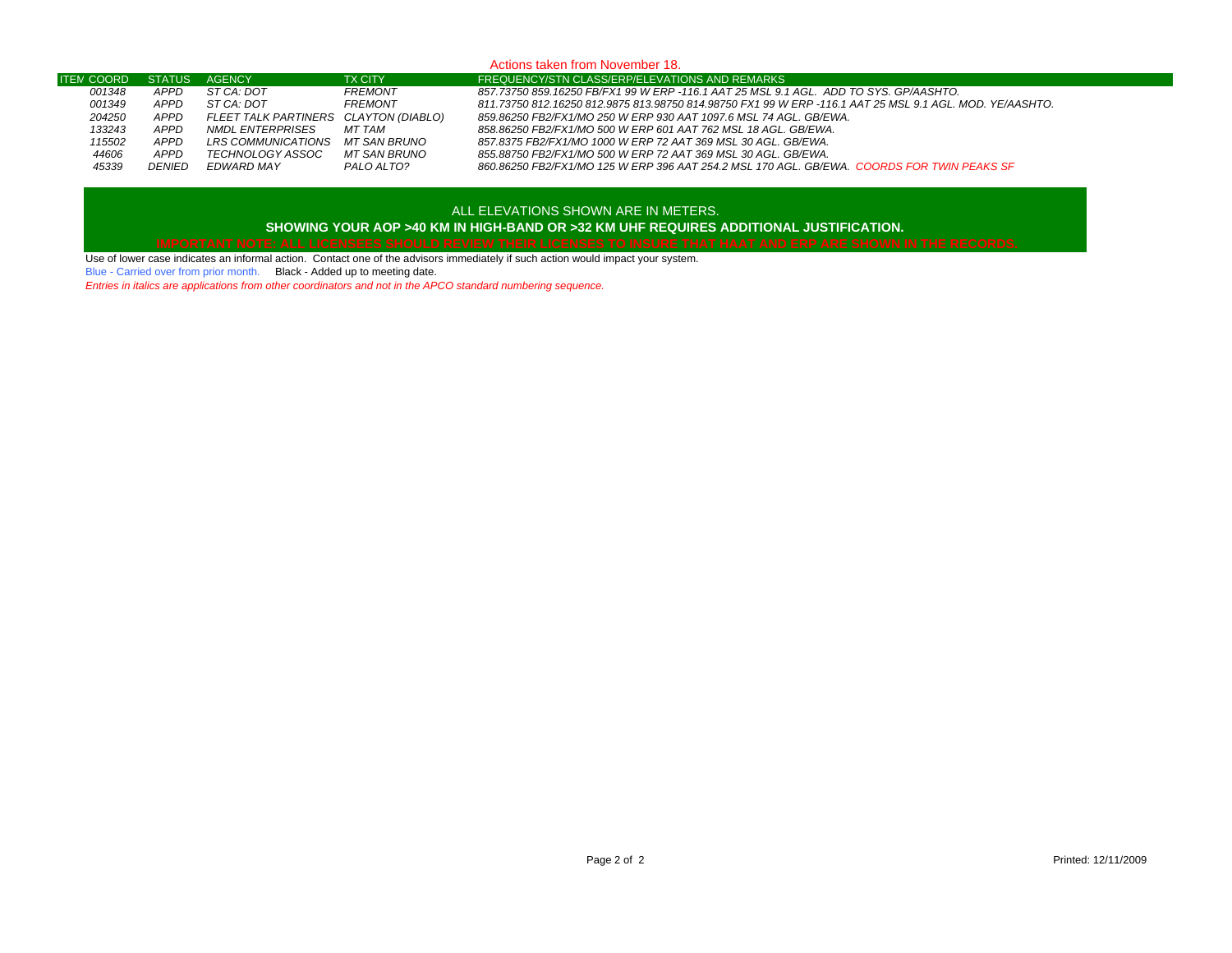Actions taken from November 18.

| ITEM | COORD | STATUS | AGENCY | TX CITY | FREQUENCY/STN CLASS/ERP/ELEVATIONS AND REMARKS |
|---|---|---|---|---|---|
| | *001348* | *APPD* | *ST CA: DOT* | *FREMONT* | *857.73750 859.16250 FB/FX1 99 W ERP -116.1 AAT 25 MSL 9.1 AGL. ADD TO SYS. GP/AASHTO.* |
| | *001349* | *APPD* | *ST CA: DOT* | *FREMONT* | *811.73750 812.16250 812.9875 813.98750 814.98750 FX1 99 W ERP -116.1 AAT 25 MSL 9.1 AGL. MOD. YE/AASHTO.* |
| | *204250* | *APPD* | *FLEET TALK PARTINERS* | *CLAYTON (DIABLO)* | *859.86250 FB2/FX1/MO 250 W ERP 930 AAT 1097.6 MSL 74 AGL. GB/EWA.* |
| | *133243* | *APPD* | *NMDL ENTERPRISES* | *MT TAM* | *858.86250 FB2/FX1/MO 500 W ERP 601 AAT 762 MSL 18 AGL. GB/EWA.* |
| | *115502* | *APPD* | *LRS COMMUNICATIONS* | *MT SAN BRUNO* | *857.8375 FB2/FX1/MO 1000 W ERP 72 AAT 369 MSL 30 AGL. GB/EWA.* |
| | *44606* | *APPD* | *TECHNOLOGY ASSOC* | *MT SAN BRUNO* | *855.88750 FB2/FX1/MO 500 W ERP 72 AAT 369 MSL 30 AGL. GB/EWA.* |
| | *45339* | *DENIED* | *EDWARD MAY* | *PALO ALTO?* | *860.86250 FB2/FX1/MO 125 W ERP 396 AAT 254.2 MSL 170 AGL. GB/EWA. COORDS FOR TWIN PEAKS SF* |

ALL ELEVATIONS SHOWN ARE IN METERS.

**SHOWING YOUR AOP >40 KM IN HIGH-BAND OR >32 KM UHF REQUIRES ADDITIONAL JUSTIFICATION.**

**IMPORTANT NOTE: ALL LICENSEES SHOULD REVIEW THEIR LICENSES TO INSURE THAT HAAT AND ERP ARE SHOWN IN THE RECORDS.**

Use of lower case indicates an informal action. Contact one of the advisors immediately if such action would impact your system.

Blue - Carried over from prior month. Black - Added up to meeting date.

*Entries in italics are applications from other coordinators and not in the APCO standard numbering sequence.*

Printed: 12/11/2009